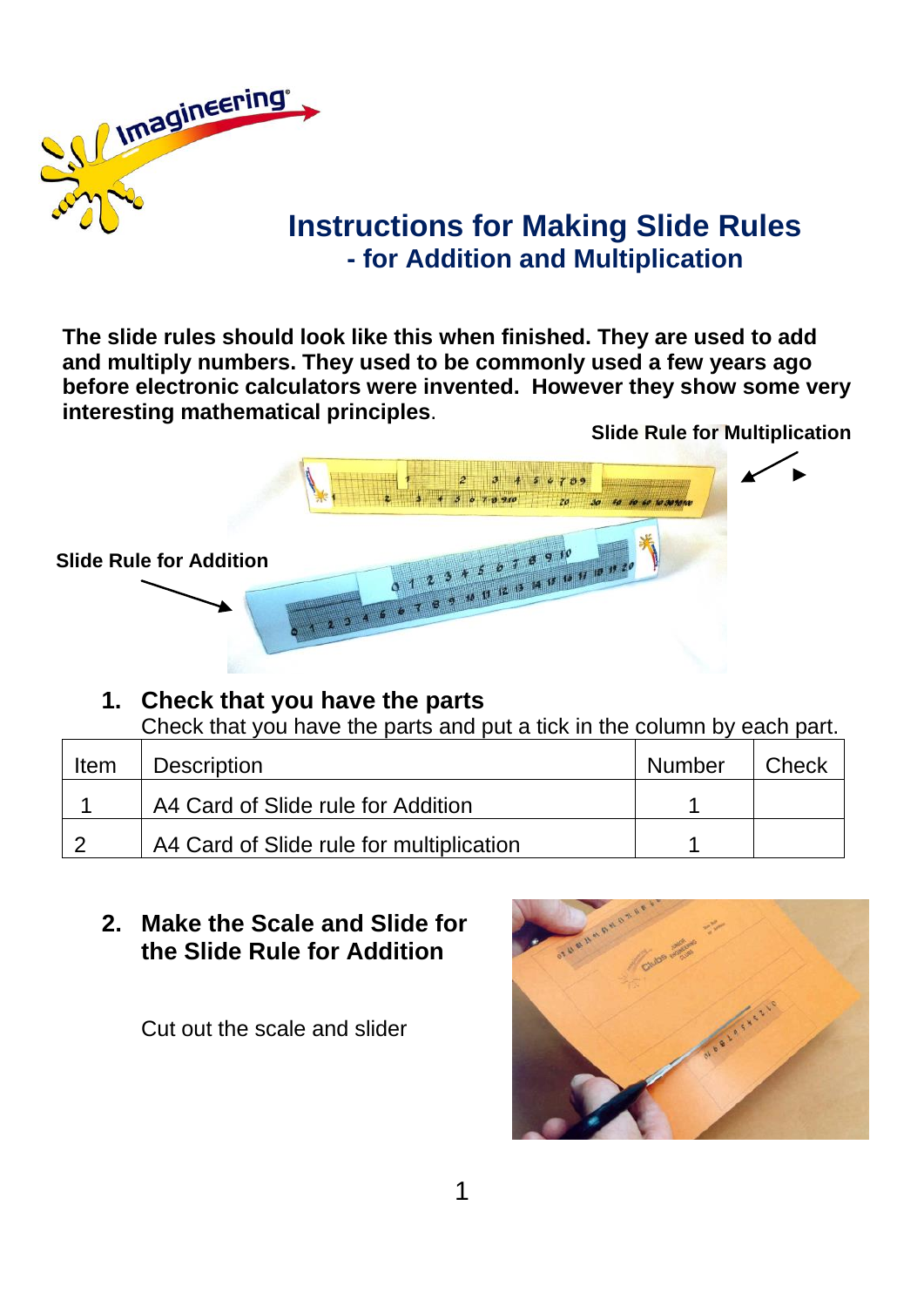# Instructions for Making Slide Rules

## - for Addition and Multiplication

**The slide rules should look like this when finished. They are used to add and multiply numbers. They used to be commonly used a few years ago before electronic calculators were invented. However they show some very interesting mathematical principles**.

**Slide Rule for Multiplication**

**Slide Rule for Addition**

### 1. Check that you have the parts

Check that you have the parts and put a tick in the column by each part.

| Item | Description | Number | Check |
|---|---|---|---|
| 1 | A4 Card of Slide rule for Addition | 1 | |
| 2 | A4 Card of Slide rule for multiplication | 1 | |

### 2. Make the Scale and Slide for the Slide Rule for Addition

Cut out the scale and slider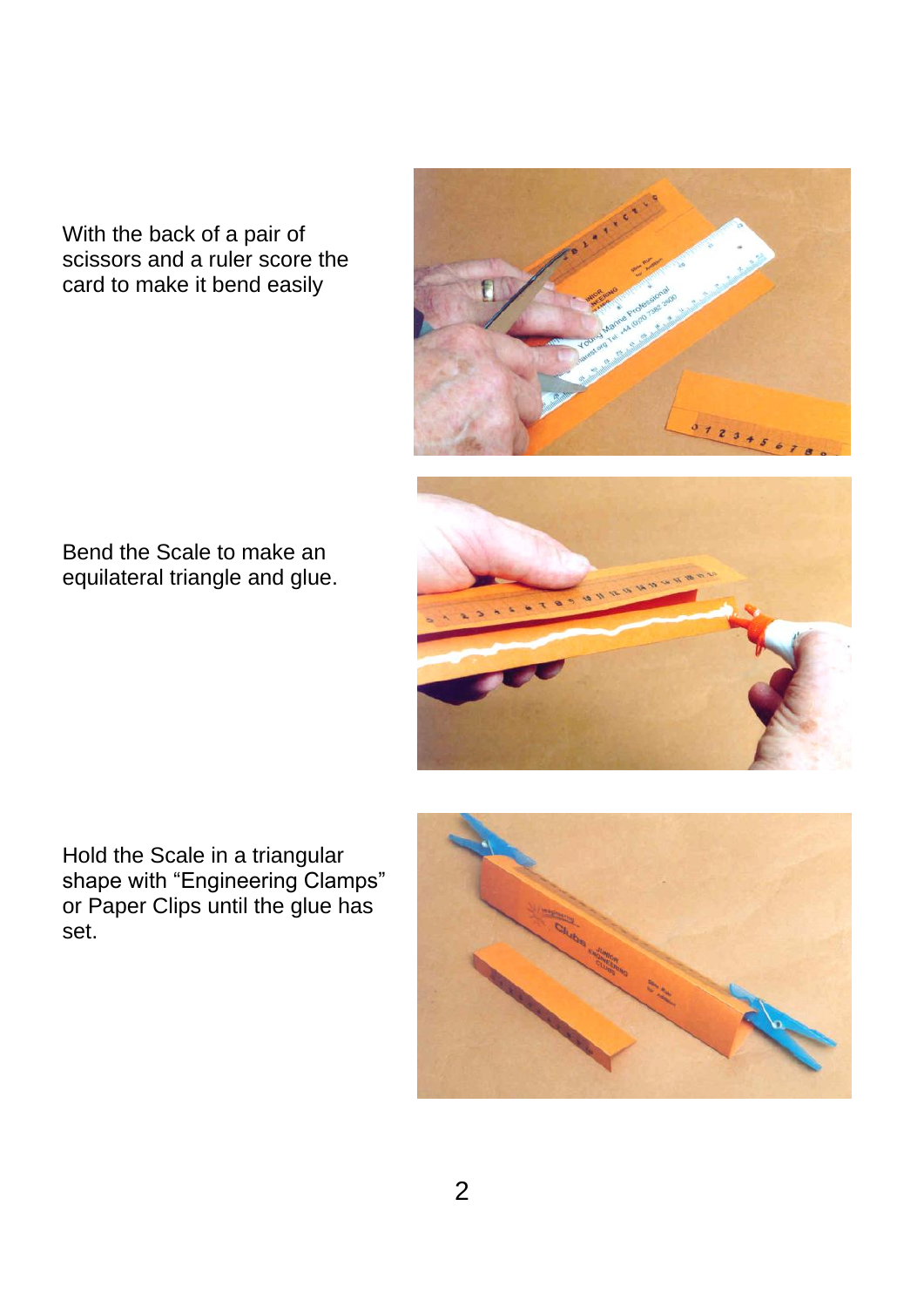With the back of a pair of scissors and a ruler score the card to make it bend easily

Bend the Scale to make an equilateral triangle and glue.

Hold the Scale in a triangular shape with "Engineering Clamps" or Paper Clips until the glue has set.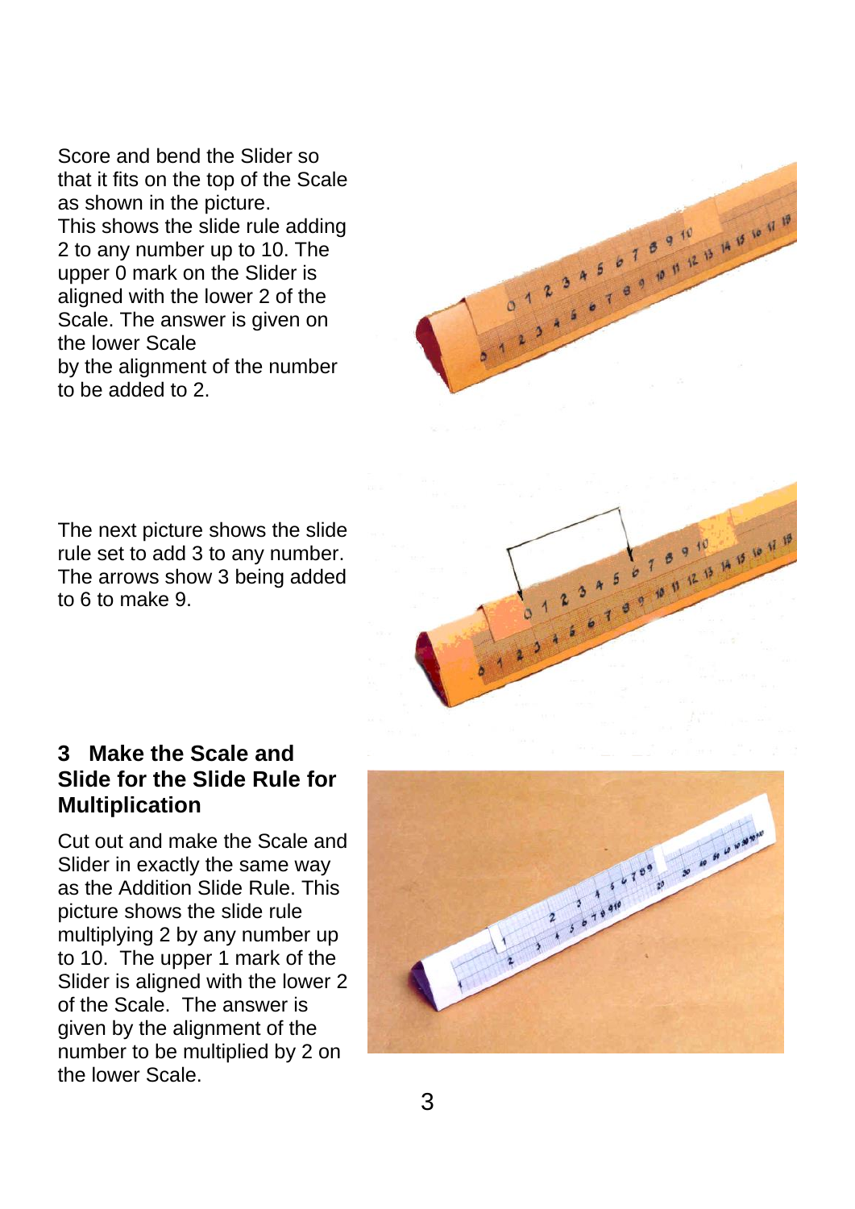Score and bend the Slider so that it fits on the top of the Scale as shown in the picture.
This shows the slide rule adding 2 to any number up to 10. The upper 0 mark on the Slider is aligned with the lower 2 of the Scale. The answer is given on the lower Scale
by the alignment of the number to be added to 2.

The next picture shows the slide rule set to add 3 to any number. The arrows show 3 being added to 6 to make 9.

### 3 Make the Scale and Slide for the Slide Rule for Multiplication

Cut out and make the Scale and Slider in exactly the same way as the Addition Slide Rule. This picture shows the slide rule multiplying 2 by any number up to 10. The upper 1 mark of the Slider is aligned with the lower 2 of the Scale. The answer is given by the alignment of the number to be multiplied by 2 on the lower Scale.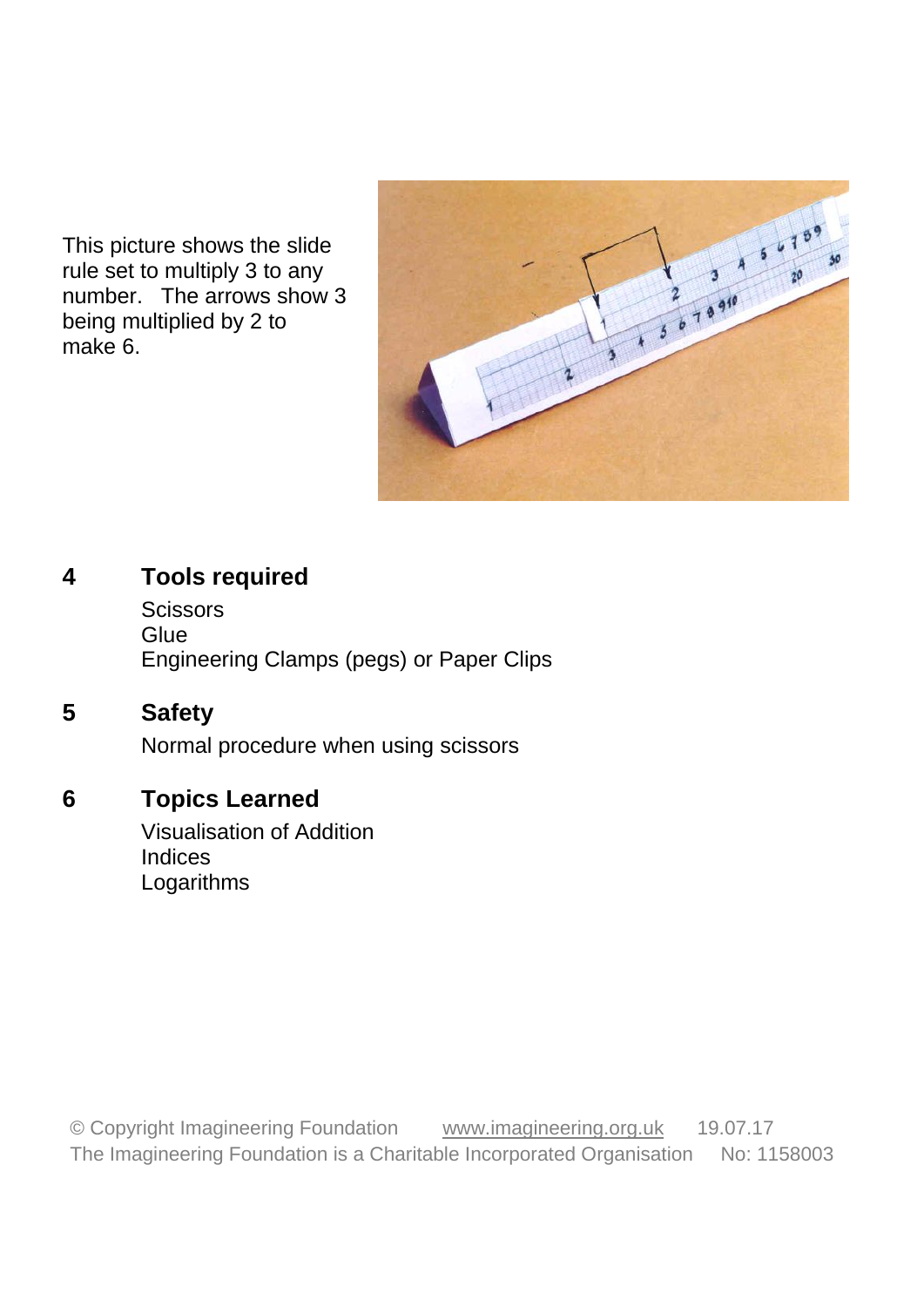This picture shows the slide rule set to multiply 3 to any number. The arrows show 3 being multiplied by 2 to make 6.

## 4 Tools required

Scissors
Glue
Engineering Clamps (pegs) or Paper Clips

## 5 Safety

Normal procedure when using scissors

## 6 Topics Learned

Visualisation of Addition
Indices
Logarithms

© Copyright Imagineering Foundation www.imagineering.org.uk 19.07.17
The Imagineering Foundation is a Charitable Incorporated Organisation No: 1158003